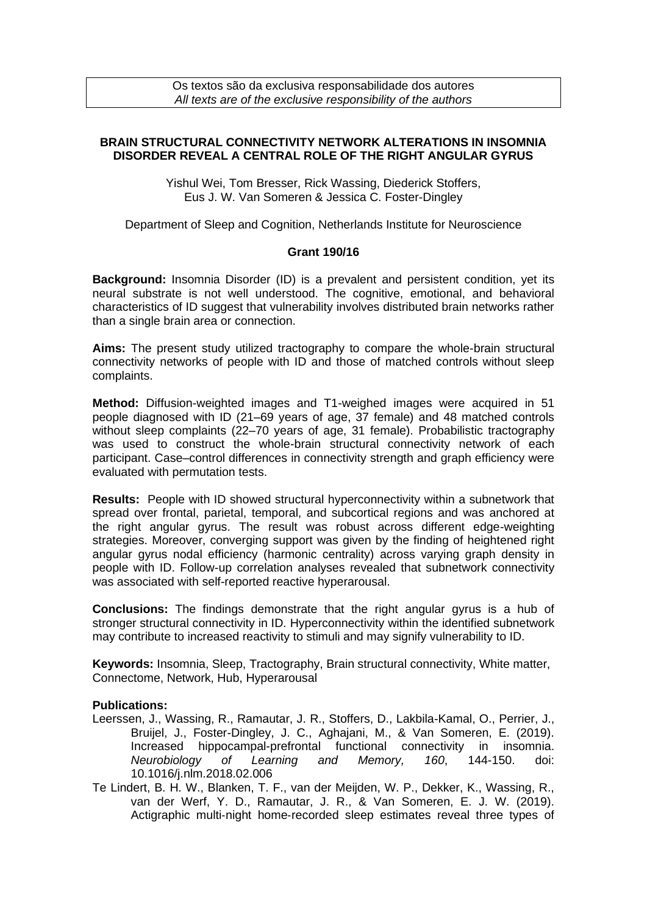Os textos são da exclusiva responsabilidade dos autores
*All texts are of the exclusive responsibility of the authors*

# BRAIN STRUCTURAL CONNECTIVITY NETWORK ALTERATIONS IN INSOMNIA DISORDER REVEAL A CENTRAL ROLE OF THE RIGHT ANGULAR GYRUS

Yishul Wei, Tom Bresser, Rick Wassing, Diederick Stoffers, Eus J. W. Van Someren & Jessica C. Foster-Dingley

Department of Sleep and Cognition, Netherlands Institute for Neuroscience

**Grant 190/16**

**Background:** Insomnia Disorder (ID) is a prevalent and persistent condition, yet its neural substrate is not well understood. The cognitive, emotional, and behavioral characteristics of ID suggest that vulnerability involves distributed brain networks rather than a single brain area or connection.

**Aims:** The present study utilized tractography to compare the whole-brain structural connectivity networks of people with ID and those of matched controls without sleep complaints.

**Method:** Diffusion-weighted images and T1-weighed images were acquired in 51 people diagnosed with ID (21–69 years of age, 37 female) and 48 matched controls without sleep complaints (22–70 years of age, 31 female). Probabilistic tractography was used to construct the whole-brain structural connectivity network of each participant. Case–control differences in connectivity strength and graph efficiency were evaluated with permutation tests.

**Results:** People with ID showed structural hyperconnectivity within a subnetwork that spread over frontal, parietal, temporal, and subcortical regions and was anchored at the right angular gyrus. The result was robust across different edge-weighting strategies. Moreover, converging support was given by the finding of heightened right angular gyrus nodal efficiency (harmonic centrality) across varying graph density in people with ID. Follow-up correlation analyses revealed that subnetwork connectivity was associated with self-reported reactive hyperarousal.

**Conclusions:** The findings demonstrate that the right angular gyrus is a hub of stronger structural connectivity in ID. Hyperconnectivity within the identified subnetwork may contribute to increased reactivity to stimuli and may signify vulnerability to ID.

**Keywords:** Insomnia, Sleep, Tractography, Brain structural connectivity, White matter, Connectome, Network, Hub, Hyperarousal

**Publications:**

Leerssen, J., Wassing, R., Ramautar, J. R., Stoffers, D., Lakbila-Kamal, O., Perrier, J., Bruijel, J., Foster-Dingley, J. C., Aghajani, M., & Van Someren, E. (2019). Increased hippocampal-prefrontal functional connectivity in insomnia. *Neurobiology of Learning and Memory, 160*, 144-150. doi: 10.1016/j.nlm.2018.02.006

Te Lindert, B. H. W., Blanken, T. F., van der Meijden, W. P., Dekker, K., Wassing, R., van der Werf, Y. D., Ramautar, J. R., & Van Someren, E. J. W. (2019). Actigraphic multi-night home-recorded sleep estimates reveal three types of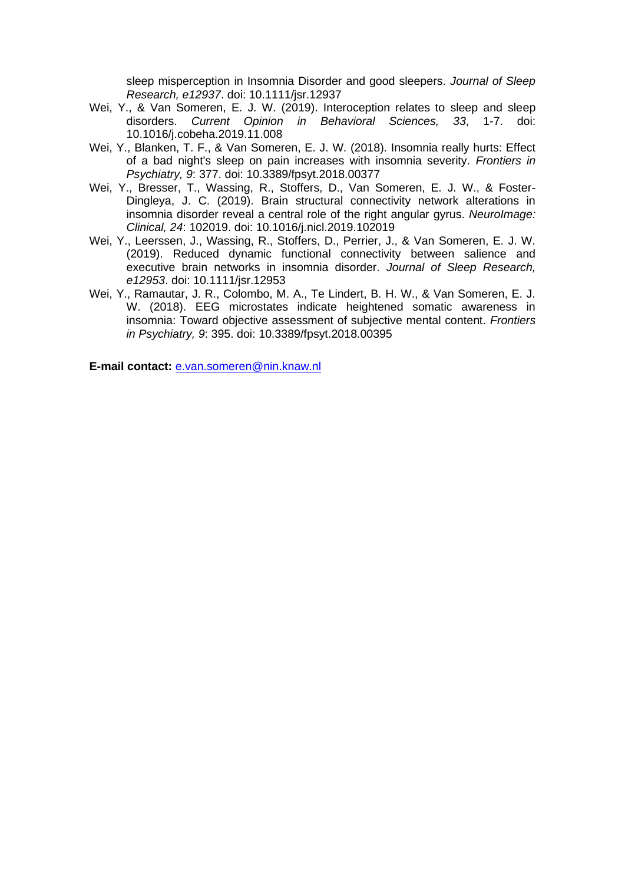sleep misperception in Insomnia Disorder and good sleepers. *Journal of Sleep Research, e12937*. doi: 10.1111/jsr.12937

Wei, Y., & Van Someren, E. J. W. (2019). Interoception relates to sleep and sleep disorders. *Current Opinion in Behavioral Sciences, 33*, 1-7. doi: 10.1016/j.cobeha.2019.11.008

Wei, Y., Blanken, T. F., & Van Someren, E. J. W. (2018). Insomnia really hurts: Effect of a bad night's sleep on pain increases with insomnia severity. *Frontiers in Psychiatry, 9*: 377. doi: 10.3389/fpsyt.2018.00377

Wei, Y., Bresser, T., Wassing, R., Stoffers, D., Van Someren, E. J. W., & Foster-Dingleya, J. C. (2019). Brain structural connectivity network alterations in insomnia disorder reveal a central role of the right angular gyrus. *NeuroImage: Clinical, 24*: 102019. doi: 10.1016/j.nicl.2019.102019

Wei, Y., Leerssen, J., Wassing, R., Stoffers, D., Perrier, J., & Van Someren, E. J. W. (2019). Reduced dynamic functional connectivity between salience and executive brain networks in insomnia disorder. *Journal of Sleep Research, e12953*. doi: 10.1111/jsr.12953

Wei, Y., Ramautar, J. R., Colombo, M. A., Te Lindert, B. H. W., & Van Someren, E. J. W. (2018). EEG microstates indicate heightened somatic awareness in insomnia: Toward objective assessment of subjective mental content. *Frontiers in Psychiatry, 9*: 395. doi: 10.3389/fpsyt.2018.00395

**E-mail contact:** e.van.someren@nin.knaw.nl